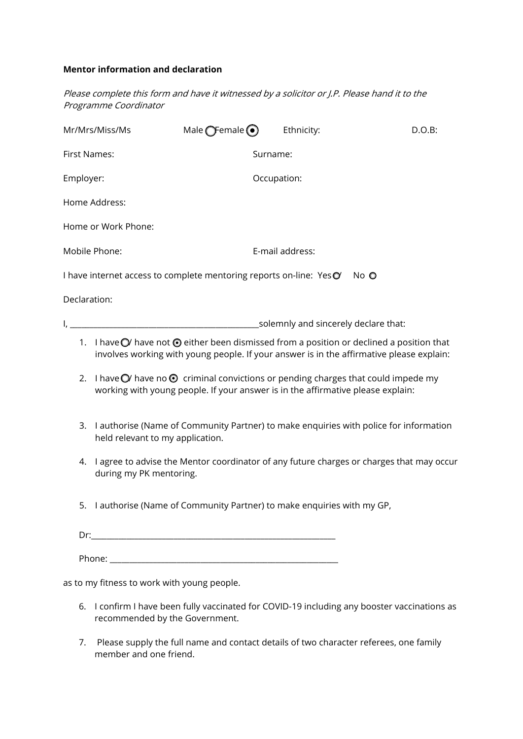**Mentor information and declaration**

*Please complete this form and have it witnessed by a solicitor or J.P. Please hand it to the Programme Coordinator*

Mr/Mrs/Miss/Ms　　Male ○ Female ◉　　Ethnicity:　　D.O.B:

First Names:　　Surname:

Employer:　　Occupation:

Home Address:

Home or Work Phone:

Mobile Phone:　　E-mail address:

I have internet access to complete mentoring reports on-line: Yes ○/ No ○

Declaration:

I, ____________________________________________solemnly and sincerely declare that:

1. I have ○/ have not ◉ either been dismissed from a position or declined a position that involves working with young people. If your answer is in the affirmative please explain:
2. I have ○/ have no ◉ criminal convictions or pending charges that could impede my working with young people. If your answer is in the affirmative please explain:
3. I authorise (Name of Community Partner) to make enquiries with police for information held relevant to my application.
4. I agree to advise the Mentor coordinator of any future charges or charges that may occur during my PK mentoring.
5. I authorise (Name of Community Partner) to make enquiries with my GP,

   Dr:__________________________________________________________

   Phone: ______________________________________________________

as to my fitness to work with young people.

6. I confirm I have been fully vaccinated for COVID-19 including any booster vaccinations as recommended by the Government.
7. Please supply the full name and contact details of two character referees, one family member and one friend.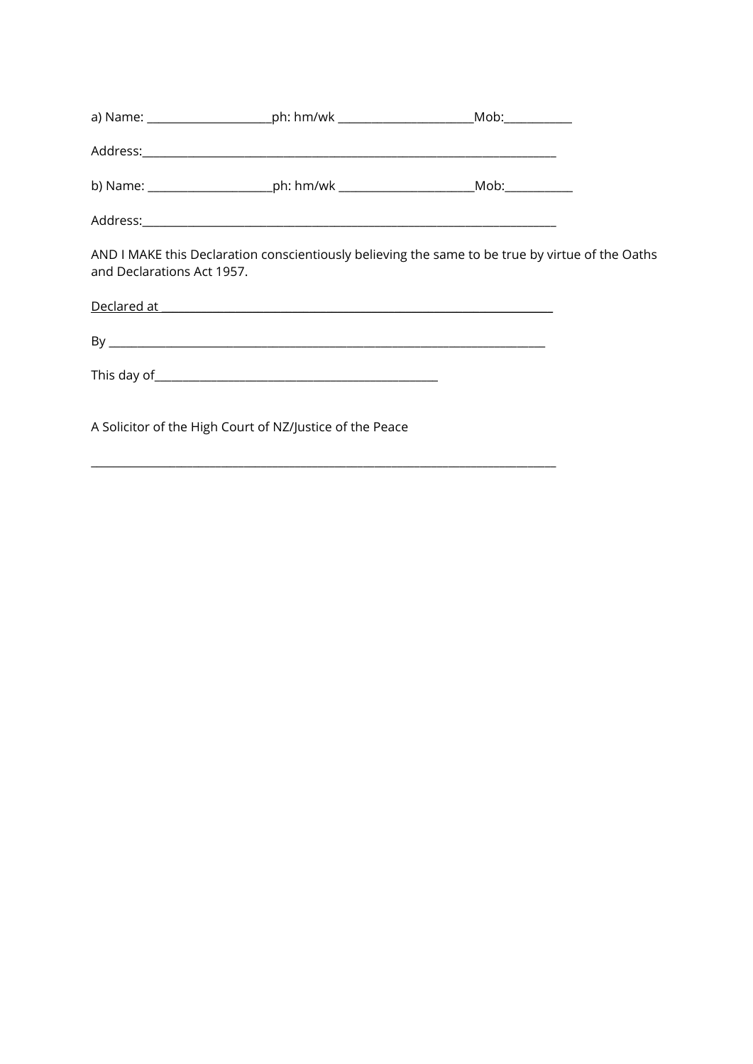a) Name: ______________________ph: hm/wk ________________________Mob:____________

Address:___________________________________________________________________________

b) Name: ______________________ph: hm/wk ________________________Mob:____________

Address:___________________________________________________________________________

AND I MAKE this Declaration conscientiously believing the same to be true by virtue of the Oaths and Declarations Act 1957.

Declared at ______________________________________________________________________

By _________________________________________________________________________________

This day of___________________________________________________

A Solicitor of the High Court of NZ/Justice of the Peace

_____________________________________________________________________________________